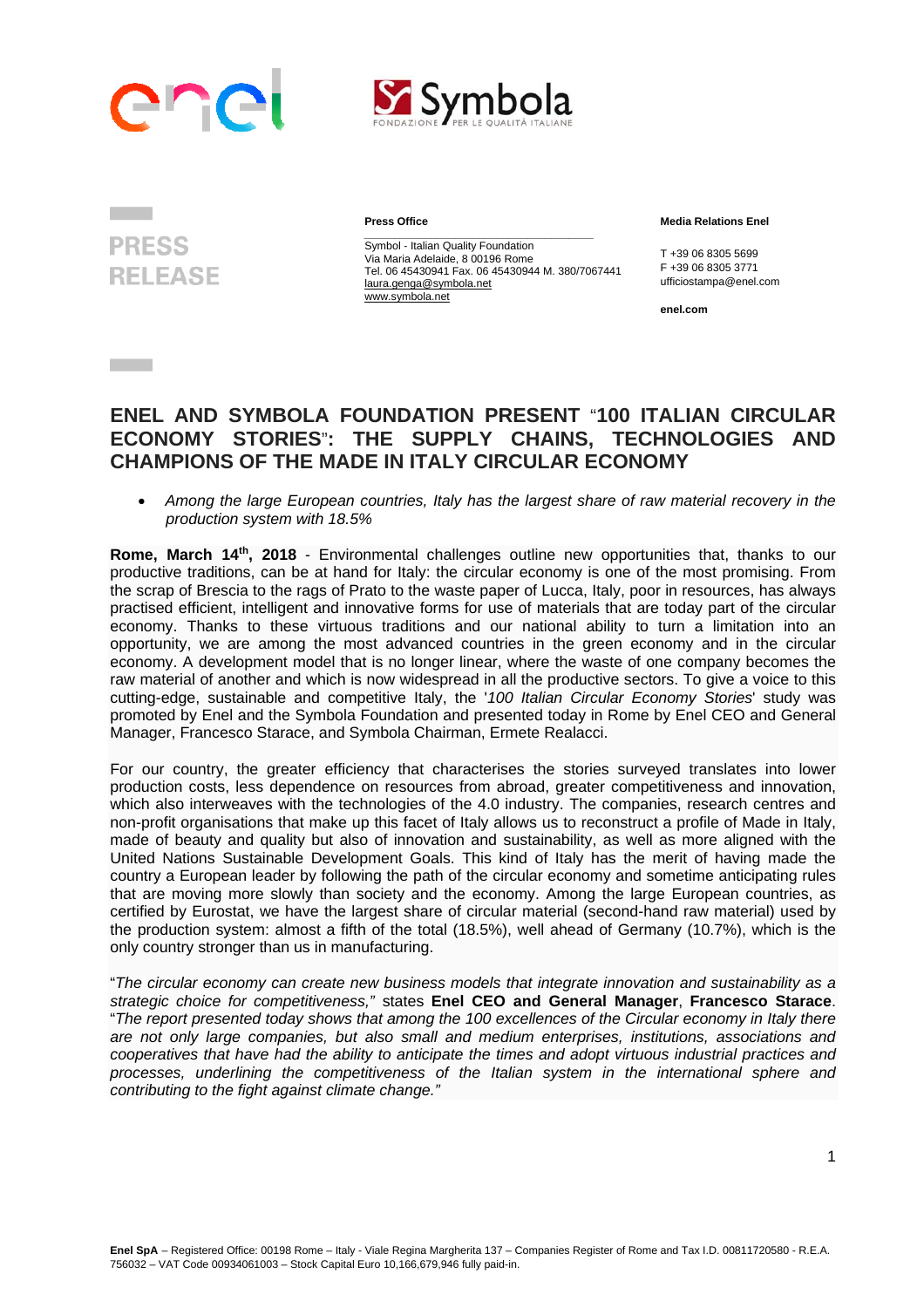**PRESS RELEASE**

**Press Office**

Symbol - Italian Quality Foundation
Via Maria Adelaide, 8 00196 Rome
Tel. 06 45430941 Fax. 06 45430944 M. 380/7067441
laura.genga@symbola.net
www.symbola.net

**Media Relations Enel**

T +39 06 8305 5699
F +39 06 8305 3771
ufficiostampa@enel.com

**enel.com**

# ENEL AND SYMBOLA FOUNDATION PRESENT "100 ITALIAN CIRCULAR ECONOMY STORIES": THE SUPPLY CHAINS, TECHNOLOGIES AND CHAMPIONS OF THE MADE IN ITALY CIRCULAR ECONOMY

- *Among the large European countries, Italy has the largest share of raw material recovery in the production system with 18.5%*

**Rome, March 14th, 2018** - Environmental challenges outline new opportunities that, thanks to our productive traditions, can be at hand for Italy: the circular economy is one of the most promising. From the scrap of Brescia to the rags of Prato to the waste paper of Lucca, Italy, poor in resources, has always practised efficient, intelligent and innovative forms for use of materials that are today part of the circular economy. Thanks to these virtuous traditions and our national ability to turn a limitation into an opportunity, we are among the most advanced countries in the green economy and in the circular economy. A development model that is no longer linear, where the waste of one company becomes the raw material of another and which is now widespread in all the productive sectors. To give a voice to this cutting-edge, sustainable and competitive Italy, the '*100 Italian Circular Economy Stories*' study was promoted by Enel and the Symbola Foundation and presented today in Rome by Enel CEO and General Manager, Francesco Starace, and Symbola Chairman, Ermete Realacci.

For our country, the greater efficiency that characterises the stories surveyed translates into lower production costs, less dependence on resources from abroad, greater competitiveness and innovation, which also interweaves with the technologies of the 4.0 industry. The companies, research centres and non-profit organisations that make up this facet of Italy allows us to reconstruct a profile of Made in Italy, made of beauty and quality but also of innovation and sustainability, as well as more aligned with the United Nations Sustainable Development Goals. This kind of Italy has the merit of having made the country a European leader by following the path of the circular economy and sometime anticipating rules that are moving more slowly than society and the economy. Among the large European countries, as certified by Eurostat, we have the largest share of circular material (second-hand raw material) used by the production system: almost a fifth of the total (18.5%), well ahead of Germany (10.7%), which is the only country stronger than us in manufacturing.

"*The circular economy can create new business models that integrate innovation and sustainability as a strategic choice for competitiveness,"* states **Enel CEO and General Manager**, **Francesco Starace**. "*The report presented today shows that among the 100 excellences of the Circular economy in Italy there are not only large companies, but also small and medium enterprises, institutions, associations and cooperatives that have had the ability to anticipate the times and adopt virtuous industrial practices and processes, underlining the competitiveness of the Italian system in the international sphere and contributing to the fight against climate change."*

**Enel SpA** – Registered Office: 00198 Rome – Italy - Viale Regina Margherita 137 – Companies Register of Rome and Tax I.D. 00811720580 - R.E.A. 756032 – VAT Code 00934061003 – Stock Capital Euro 10,166,679,946 fully paid-in.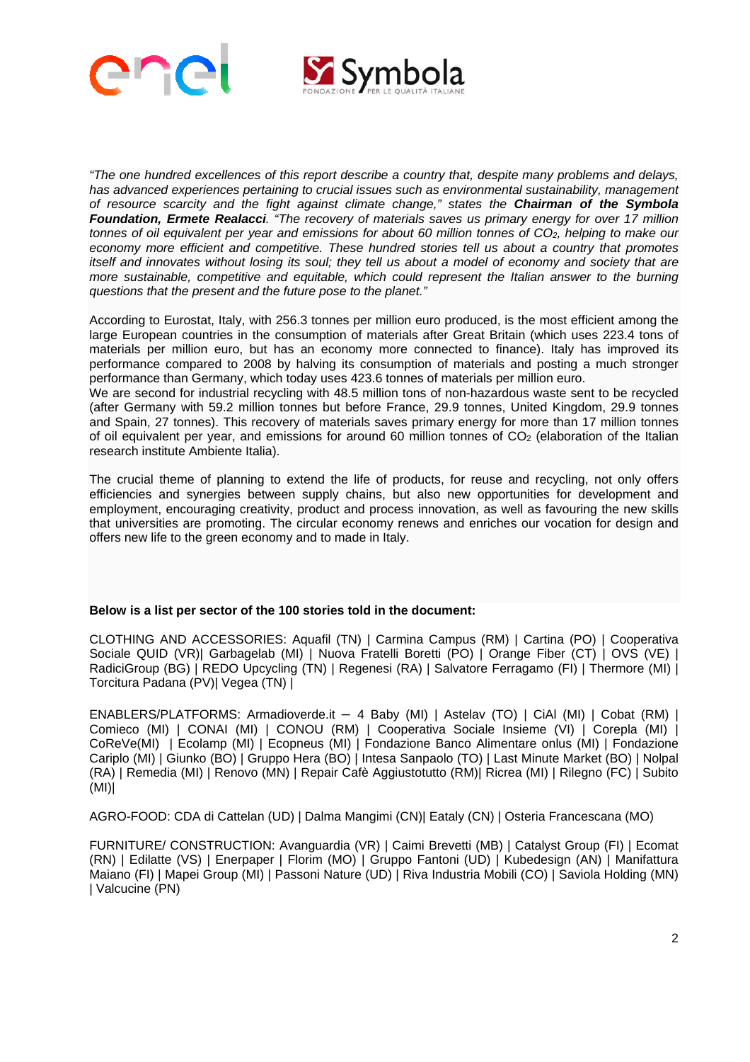*"The one hundred excellences of this report describe a country that, despite many problems and delays, has advanced experiences pertaining to crucial issues such as environmental sustainability, management of resource scarcity and the fight against climate change," states the* ***Chairman of the Symbola Foundation, Ermete Realacci****. "The recovery of materials saves us primary energy for over 17 million tonnes of oil equivalent per year and emissions for about 60 million tonnes of $CO_2$, helping to make our economy more efficient and competitive. These hundred stories tell us about a country that promotes itself and innovates without losing its soul; they tell us about a model of economy and society that are more sustainable, competitive and equitable, which could represent the Italian answer to the burning questions that the present and the future pose to the planet."*

According to Eurostat, Italy, with 256.3 tonnes per million euro produced, is the most efficient among the large European countries in the consumption of materials after Great Britain (which uses 223.4 tons of materials per million euro, but has an economy more connected to finance). Italy has improved its performance compared to 2008 by halving its consumption of materials and posting a much stronger performance than Germany, which today uses 423.6 tonnes of materials per million euro.
We are second for industrial recycling with 48.5 million tons of non-hazardous waste sent to be recycled (after Germany with 59.2 million tonnes but before France, 29.9 tonnes, United Kingdom, 29.9 tonnes and Spain, 27 tonnes). This recovery of materials saves primary energy for more than 17 million tonnes of oil equivalent per year, and emissions for around 60 million tonnes of $CO_2$ (elaboration of the Italian research institute Ambiente Italia).

The crucial theme of planning to extend the life of products, for reuse and recycling, not only offers efficiencies and synergies between supply chains, but also new opportunities for development and employment, encouraging creativity, product and process innovation, as well as favouring the new skills that universities are promoting. The circular economy renews and enriches our vocation for design and offers new life to the green economy and to made in Italy.

**Below is a list per sector of the 100 stories told in the document:**

CLOTHING AND ACCESSORIES: Aquafil (TN) | Carmina Campus (RM) | Cartina (PO) | Cooperativa Sociale QUID (VR)| Garbagelab (MI) | Nuova Fratelli Boretti (PO) | Orange Fiber (CT) | OVS (VE) | RadiciGroup (BG) | REDO Upcycling (TN) | Regenesi (RA) | Salvatore Ferragamo (FI) | Thermore (MI) | Torcitura Padana (PV)| Vegea (TN) |

ENABLERS/PLATFORMS: Armadioverde.it – 4 Baby (MI) | Astelav (TO) | CiAl (MI) | Cobat (RM) | Comieco (MI) | CONAI (MI) | CONOU (RM) | Cooperativa Sociale Insieme (VI) | Corepla (MI) | CoReVe(MI) | Ecolamp (MI) | Ecopneus (MI) | Fondazione Banco Alimentare onlus (MI) | Fondazione Cariplo (MI) | Giunko (BO) | Gruppo Hera (BO) | Intesa Sanpaolo (TO) | Last Minute Market (BO) | Nolpal (RA) | Remedia (MI) | Renovo (MN) | Repair Cafè Aggiustotutto (RM)| Ricrea (MI) | Rilegno (FC) | Subito (MI)|

AGRO-FOOD: CDA di Cattelan (UD) | Dalma Mangimi (CN)| Eataly (CN) | Osteria Francescana (MO)

FURNITURE/ CONSTRUCTION: Avanguardia (VR) | Caimi Brevetti (MB) | Catalyst Group (FI) | Ecomat (RN) | Edilatte (VS) | Enerpaper | Florim (MO) | Gruppo Fantoni (UD) | Kubedesign (AN) | Manifattura Maiano (FI) | Mapei Group (MI) | Passoni Nature (UD) | Riva Industria Mobili (CO) | Saviola Holding (MN) | Valcucine (PN)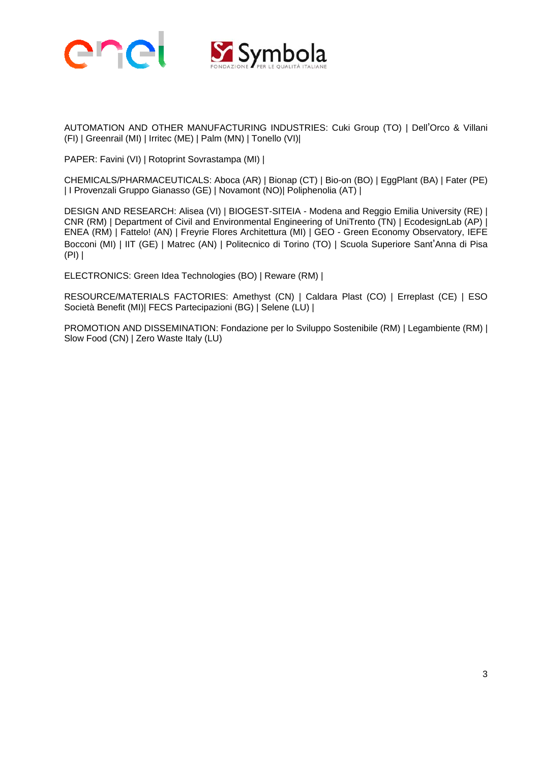AUTOMATION AND OTHER MANUFACTURING INDUSTRIES: Cuki Group (TO) | Dell'Orco & Villani (FI) | Greenrail (MI) | Irritec (ME) | Palm (MN) | Tonello (VI)|

PAPER: Favini (VI) | Rotoprint Sovrastampa (MI) |

CHEMICALS/PHARMACEUTICALS: Aboca (AR) | Bionap (CT) | Bio-on (BO) | EggPlant (BA) | Fater (PE) | I Provenzali Gruppo Gianasso (GE) | Novamont (NO)| Poliphenolia (AT) |

DESIGN AND RESEARCH: Alisea (VI) | BIOGEST-SITEIA - Modena and Reggio Emilia University (RE) | CNR (RM) | Department of Civil and Environmental Engineering of UniTrento (TN) | EcodesignLab (AP) | ENEA (RM) | Fattelo! (AN) | Freyrie Flores Architettura (MI) | GEO - Green Economy Observatory, IEFE Bocconi (MI) | IIT (GE) | Matrec (AN) | Politecnico di Torino (TO) | Scuola Superiore Sant'Anna di Pisa (PI) |

ELECTRONICS: Green Idea Technologies (BO) | Reware (RM) |

RESOURCE/MATERIALS FACTORIES: Amethyst (CN) | Caldara Plast (CO) | Erreplast (CE) | ESO Società Benefit (MI)| FECS Partecipazioni (BG) | Selene (LU) |

PROMOTION AND DISSEMINATION: Fondazione per lo Sviluppo Sostenibile (RM) | Legambiente (RM) | Slow Food (CN) | Zero Waste Italy (LU)